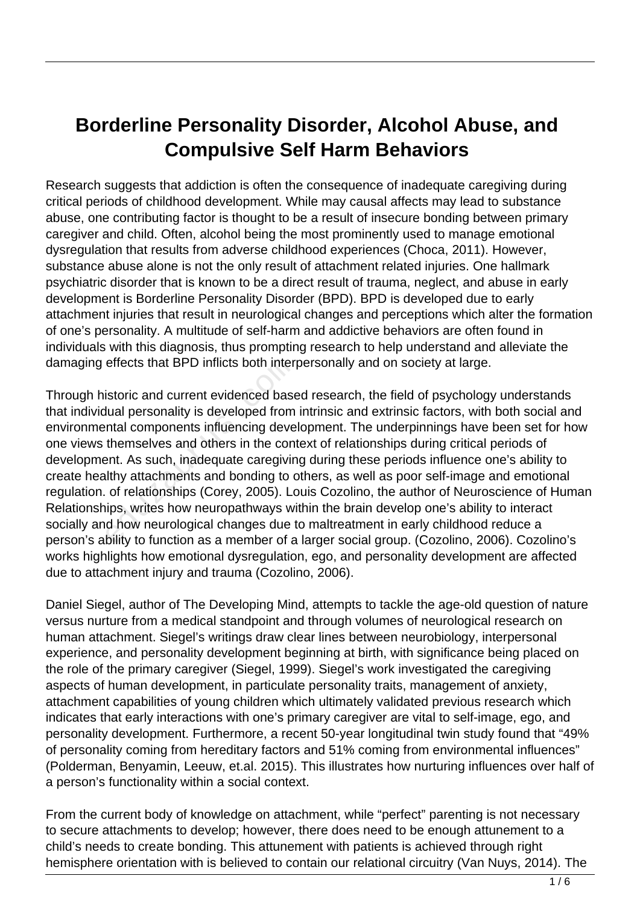# Borderline Personality Disorder, Alcohol Abuse, and Compulsive Self Harm Behaviors

Research suggests that addiction is often the consequence of inadequate caregiving during critical periods of childhood development. While may causal affects may lead to substance abuse, one contributing factor is thought to be a result of insecure bonding between primary caregiver and child. Often, alcohol being the most prominently used to manage emotional dysregulation that results from adverse childhood experiences (Choca, 2011). However, substance abuse alone is not the only result of attachment related injuries. One hallmark psychiatric disorder that is known to be a direct result of trauma, neglect, and abuse in early development is Borderline Personality Disorder (BPD). BPD is developed due to early attachment injuries that result in neurological changes and perceptions which alter the formation of one's personality. A multitude of self-harm and addictive behaviors are often found in individuals with this diagnosis, thus prompting research to help understand and alleviate the damaging effects that BPD inflicts both interpersonally and on society at large.

Through historic and current evidenced based research, the field of psychology understands that individual personality is developed from intrinsic and extrinsic factors, with both social and environmental components influencing development. The underpinnings have been set for how one views themselves and others in the context of relationships during critical periods of development. As such, inadequate caregiving during these periods influence one's ability to create healthy attachments and bonding to others, as well as poor self-image and emotional regulation. of relationships (Corey, 2005). Louis Cozolino, the author of Neuroscience of Human Relationships, writes how neuropathways within the brain develop one's ability to interact socially and how neurological changes due to maltreatment in early childhood reduce a person's ability to function as a member of a larger social group. (Cozolino, 2006). Cozolino's works highlights how emotional dysregulation, ego, and personality development are affected due to attachment injury and trauma (Cozolino, 2006).

Daniel Siegel, author of The Developing Mind, attempts to tackle the age-old question of nature versus nurture from a medical standpoint and through volumes of neurological research on human attachment. Siegel's writings draw clear lines between neurobiology, interpersonal experience, and personality development beginning at birth, with significance being placed on the role of the primary caregiver (Siegel, 1999). Siegel's work investigated the caregiving aspects of human development, in particulate personality traits, management of anxiety, attachment capabilities of young children which ultimately validated previous research which indicates that early interactions with one's primary caregiver are vital to self-image, ego, and personality development. Furthermore, a recent 50-year longitudinal twin study found that "49% of personality coming from hereditary factors and 51% coming from environmental influences" (Polderman, Benyamin, Leeuw, et.al. 2015). This illustrates how nurturing influences over half of a person's functionality within a social context.

From the current body of knowledge on attachment, while "perfect" parenting is not necessary to secure attachments to develop; however, there does need to be enough attunement to a child's needs to create bonding. This attunement with patients is achieved through right hemisphere orientation with is believed to contain our relational circuitry (Van Nuys, 2014). The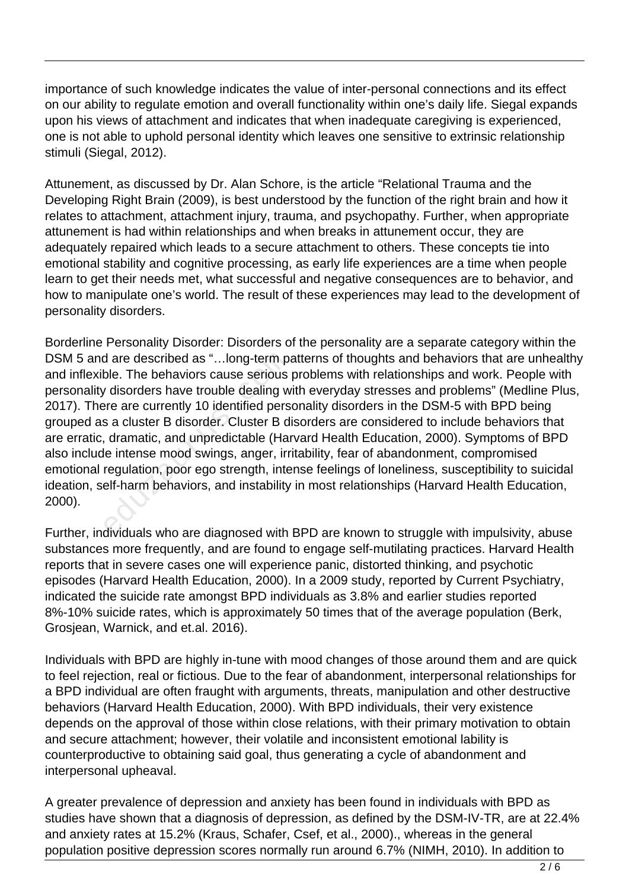importance of such knowledge indicates the value of inter-personal connections and its effect on our ability to regulate emotion and overall functionality within one's daily life. Siegal expands upon his views of attachment and indicates that when inadequate caregiving is experienced, one is not able to uphold personal identity which leaves one sensitive to extrinsic relationship stimuli (Siegal, 2012).

Attunement, as discussed by Dr. Alan Schore, is the article "Relational Trauma and the Developing Right Brain (2009), is best understood by the function of the right brain and how it relates to attachment, attachment injury, trauma, and psychopathy. Further, when appropriate attunement is had within relationships and when breaks in attunement occur, they are adequately repaired which leads to a secure attachment to others. These concepts tie into emotional stability and cognitive processing, as early life experiences are a time when people learn to get their needs met, what successful and negative consequences are to behavior, and how to manipulate one's world. The result of these experiences may lead to the development of personality disorders.

Borderline Personality Disorder: Disorders of the personality are a separate category within the DSM 5 and are described as "…long-term patterns of thoughts and behaviors that are unhealthy and inflexible. The behaviors cause serious problems with relationships and work. People with personality disorders have trouble dealing with everyday stresses and problems" (Medline Plus, 2017). There are currently 10 identified personality disorders in the DSM-5 with BPD being grouped as a cluster B disorder. Cluster B disorders are considered to include behaviors that are erratic, dramatic, and unpredictable (Harvard Health Education, 2000). Symptoms of BPD also include intense mood swings, anger, irritability, fear of abandonment, compromised emotional regulation, poor ego strength, intense feelings of loneliness, susceptibility to suicidal ideation, self-harm behaviors, and instability in most relationships (Harvard Health Education, 2000).

Further, individuals who are diagnosed with BPD are known to struggle with impulsivity, abuse substances more frequently, and are found to engage self-mutilating practices. Harvard Health reports that in severe cases one will experience panic, distorted thinking, and psychotic episodes (Harvard Health Education, 2000). In a 2009 study, reported by Current Psychiatry, indicated the suicide rate amongst BPD individuals as 3.8% and earlier studies reported 8%-10% suicide rates, which is approximately 50 times that of the average population (Berk, Grosjean, Warnick, and et.al. 2016).

Individuals with BPD are highly in-tune with mood changes of those around them and are quick to feel rejection, real or fictious. Due to the fear of abandonment, interpersonal relationships for a BPD individual are often fraught with arguments, threats, manipulation and other destructive behaviors (Harvard Health Education, 2000). With BPD individuals, their very existence depends on the approval of those within close relations, with their primary motivation to obtain and secure attachment; however, their volatile and inconsistent emotional lability is counterproductive to obtaining said goal, thus generating a cycle of abandonment and interpersonal upheaval.

A greater prevalence of depression and anxiety has been found in individuals with BPD as studies have shown that a diagnosis of depression, as defined by the DSM-IV-TR, are at 22.4% and anxiety rates at 15.2% (Kraus, Schafer, Csef, et al., 2000)., whereas in the general population positive depression scores normally run around 6.7% (NIMH, 2010). In addition to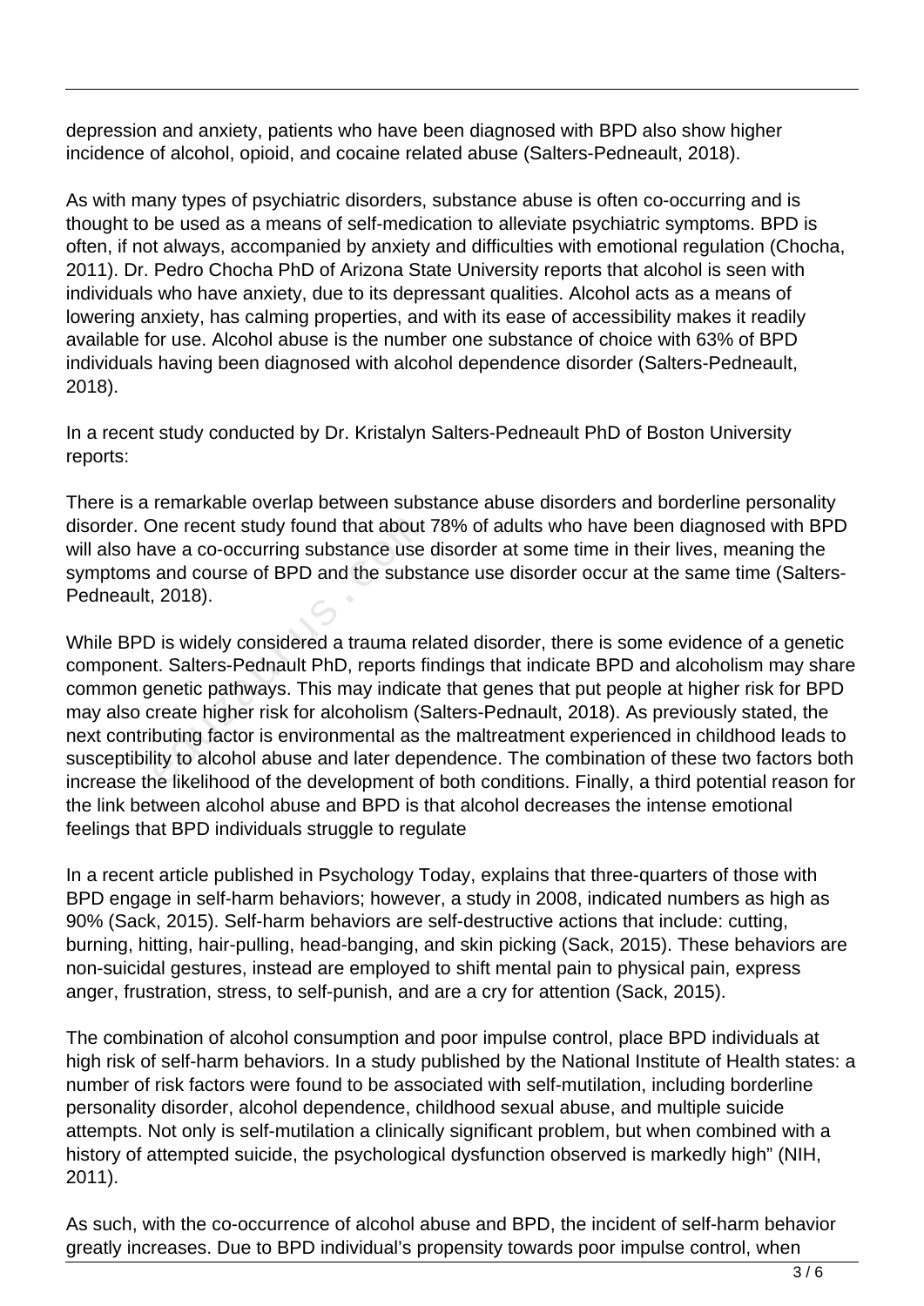depression and anxiety, patients who have been diagnosed with BPD also show higher incidence of alcohol, opioid, and cocaine related abuse (Salters-Pedneault, 2018).

As with many types of psychiatric disorders, substance abuse is often co-occurring and is thought to be used as a means of self-medication to alleviate psychiatric symptoms. BPD is often, if not always, accompanied by anxiety and difficulties with emotional regulation (Chocha, 2011). Dr. Pedro Chocha PhD of Arizona State University reports that alcohol is seen with individuals who have anxiety, due to its depressant qualities. Alcohol acts as a means of lowering anxiety, has calming properties, and with its ease of accessibility makes it readily available for use. Alcohol abuse is the number one substance of choice with 63% of BPD individuals having been diagnosed with alcohol dependence disorder (Salters-Pedneault, 2018).

In a recent study conducted by Dr. Kristalyn Salters-Pedneault PhD of Boston University reports:

There is a remarkable overlap between substance abuse disorders and borderline personality disorder. One recent study found that about 78% of adults who have been diagnosed with BPD will also have a co-occurring substance use disorder at some time in their lives, meaning the symptoms and course of BPD and the substance use disorder occur at the same time (Salters-Pedneault, 2018).

While BPD is widely considered a trauma related disorder, there is some evidence of a genetic component. Salters-Pednault PhD, reports findings that indicate BPD and alcoholism may share common genetic pathways. This may indicate that genes that put people at higher risk for BPD may also create higher risk for alcoholism (Salters-Pednault, 2018). As previously stated, the next contributing factor is environmental as the maltreatment experienced in childhood leads to susceptibility to alcohol abuse and later dependence. The combination of these two factors both increase the likelihood of the development of both conditions. Finally, a third potential reason for the link between alcohol abuse and BPD is that alcohol decreases the intense emotional feelings that BPD individuals struggle to regulate

In a recent article published in Psychology Today, explains that three-quarters of those with BPD engage in self-harm behaviors; however, a study in 2008, indicated numbers as high as 90% (Sack, 2015). Self-harm behaviors are self-destructive actions that include: cutting, burning, hitting, hair-pulling, head-banging, and skin picking (Sack, 2015). These behaviors are non-suicidal gestures, instead are employed to shift mental pain to physical pain, express anger, frustration, stress, to self-punish, and are a cry for attention (Sack, 2015).

The combination of alcohol consumption and poor impulse control, place BPD individuals at high risk of self-harm behaviors. In a study published by the National Institute of Health states: a number of risk factors were found to be associated with self-mutilation, including borderline personality disorder, alcohol dependence, childhood sexual abuse, and multiple suicide attempts. Not only is self-mutilation a clinically significant problem, but when combined with a history of attempted suicide, the psychological dysfunction observed is markedly high" (NIH, 2011).

As such, with the co-occurrence of alcohol abuse and BPD, the incident of self-harm behavior greatly increases. Due to BPD individual's propensity towards poor impulse control, when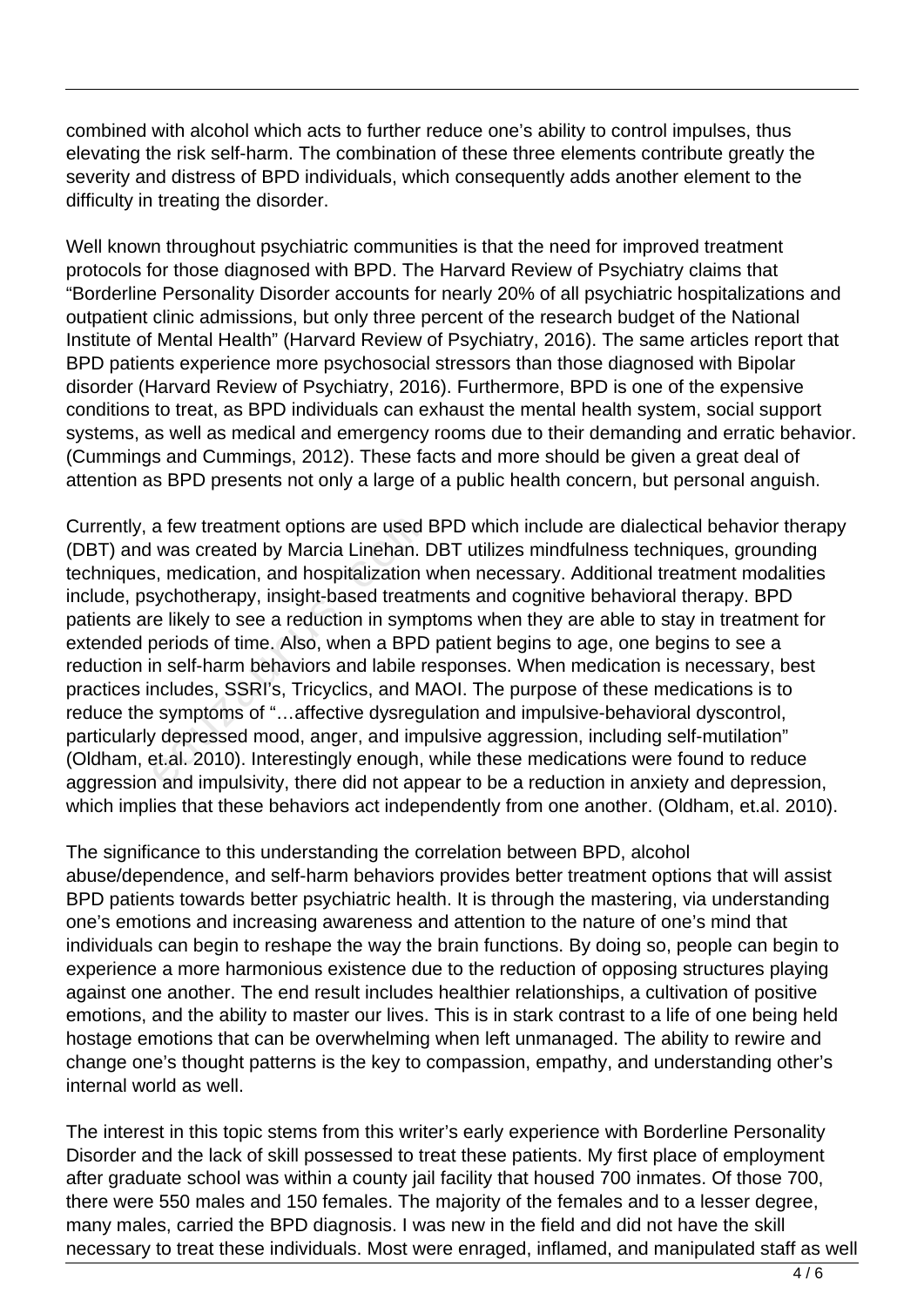combined with alcohol which acts to further reduce one's ability to control impulses, thus elevating the risk self-harm. The combination of these three elements contribute greatly the severity and distress of BPD individuals, which consequently adds another element to the difficulty in treating the disorder.

Well known throughout psychiatric communities is that the need for improved treatment protocols for those diagnosed with BPD. The Harvard Review of Psychiatry claims that "Borderline Personality Disorder accounts for nearly 20% of all psychiatric hospitalizations and outpatient clinic admissions, but only three percent of the research budget of the National Institute of Mental Health" (Harvard Review of Psychiatry, 2016). The same articles report that BPD patients experience more psychosocial stressors than those diagnosed with Bipolar disorder (Harvard Review of Psychiatry, 2016). Furthermore, BPD is one of the expensive conditions to treat, as BPD individuals can exhaust the mental health system, social support systems, as well as medical and emergency rooms due to their demanding and erratic behavior. (Cummings and Cummings, 2012). These facts and more should be given a great deal of attention as BPD presents not only a large of a public health concern, but personal anguish.

Currently, a few treatment options are used BPD which include are dialectical behavior therapy (DBT) and was created by Marcia Linehan. DBT utilizes mindfulness techniques, grounding techniques, medication, and hospitalization when necessary. Additional treatment modalities include, psychotherapy, insight-based treatments and cognitive behavioral therapy. BPD patients are likely to see a reduction in symptoms when they are able to stay in treatment for extended periods of time. Also, when a BPD patient begins to age, one begins to see a reduction in self-harm behaviors and labile responses. When medication is necessary, best practices includes, SSRI's, Tricyclics, and MAOI. The purpose of these medications is to reduce the symptoms of "…affective dysregulation and impulsive-behavioral dyscontrol, particularly depressed mood, anger, and impulsive aggression, including self-mutilation" (Oldham, et.al. 2010). Interestingly enough, while these medications were found to reduce aggression and impulsivity, there did not appear to be a reduction in anxiety and depression, which implies that these behaviors act independently from one another. (Oldham, et.al. 2010).

The significance to this understanding the correlation between BPD, alcohol abuse/dependence, and self-harm behaviors provides better treatment options that will assist BPD patients towards better psychiatric health. It is through the mastering, via understanding one's emotions and increasing awareness and attention to the nature of one's mind that individuals can begin to reshape the way the brain functions. By doing so, people can begin to experience a more harmonious existence due to the reduction of opposing structures playing against one another. The end result includes healthier relationships, a cultivation of positive emotions, and the ability to master our lives. This is in stark contrast to a life of one being held hostage emotions that can be overwhelming when left unmanaged. The ability to rewire and change one's thought patterns is the key to compassion, empathy, and understanding other's internal world as well.

The interest in this topic stems from this writer's early experience with Borderline Personality Disorder and the lack of skill possessed to treat these patients. My first place of employment after graduate school was within a county jail facility that housed 700 inmates. Of those 700, there were 550 males and 150 females. The majority of the females and to a lesser degree, many males, carried the BPD diagnosis. I was new in the field and did not have the skill necessary to treat these individuals. Most were enraged, inflamed, and manipulated staff as well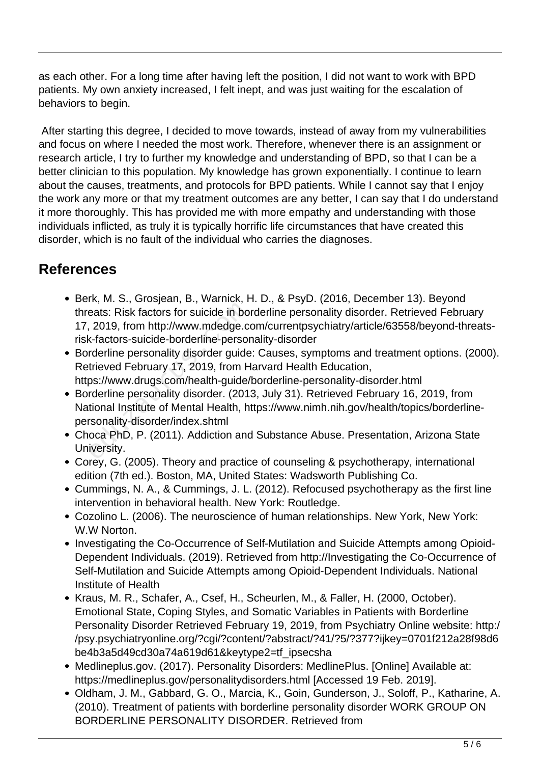as each other. For a long time after having left the position, I did not want to work with BPD patients. My own anxiety increased, I felt inept, and was just waiting for the escalation of behaviors to begin.

After starting this degree, I decided to move towards, instead of away from my vulnerabilities and focus on where I needed the most work. Therefore, whenever there is an assignment or research article, I try to further my knowledge and understanding of BPD, so that I can be a better clinician to this population. My knowledge has grown exponentially. I continue to learn about the causes, treatments, and protocols for BPD patients. While I cannot say that I enjoy the work any more or that my treatment outcomes are any better, I can say that I do understand it more thoroughly. This has provided me with more empathy and understanding with those individuals inflicted, as truly it is typically horrific life circumstances that have created this disorder, which is no fault of the individual who carries the diagnoses.

## References

- Berk, M. S., Grosjean, B., Warnick, H. D., & PsyD. (2016, December 13). Beyond threats: Risk factors for suicide in borderline personality disorder. Retrieved February 17, 2019, from http://www.mdedge.com/currentpsychiatry/article/63558/beyond-threats-risk-factors-suicide-borderline-personality-disorder
- Borderline personality disorder guide: Causes, symptoms and treatment options. (2000). Retrieved February 17, 2019, from Harvard Health Education, https://www.drugs.com/health-guide/borderline-personality-disorder.html
- Borderline personality disorder. (2013, July 31). Retrieved February 16, 2019, from National Institute of Mental Health, https://www.nimh.nih.gov/health/topics/borderline-personality-disorder/index.shtml
- Choca PhD, P. (2011). Addiction and Substance Abuse. Presentation, Arizona State University.
- Corey, G. (2005). Theory and practice of counseling & psychotherapy, international edition (7th ed.). Boston, MA, United States: Wadsworth Publishing Co.
- Cummings, N. A., & Cummings, J. L. (2012). Refocused psychotherapy as the first line intervention in behavioral health. New York: Routledge.
- Cozolino L. (2006). The neuroscience of human relationships. New York, New York: W.W Norton.
- Investigating the Co-Occurrence of Self-Mutilation and Suicide Attempts among Opioid-Dependent Individuals. (2019). Retrieved from http://Investigating the Co-Occurrence of Self-Mutilation and Suicide Attempts among Opioid-Dependent Individuals. National Institute of Health
- Kraus, M. R., Schafer, A., Csef, H., Scheurlen, M., & Faller, H. (2000, October). Emotional State, Coping Styles, and Somatic Variables in Patients with Borderline Personality Disorder Retrieved February 19, 2019, from Psychiatry Online website: http://psy.psychiatryonline.org/?cgi/?content/?abstract/?41/?5/?377?ijkey=0701f212a28f98d6be4b3a5d49cd30a74a619d61&keytype2=tf_ipsecsha
- Medlineplus.gov. (2017). Personality Disorders: MedlinePlus. [Online] Available at: https://medlineplus.gov/personalitydisorders.html [Accessed 19 Feb. 2019].
- Oldham, J. M., Gabbard, G. O., Marcia, K., Goin, Gunderson, J., Soloff, P., Katharine, A. (2010). Treatment of patients with borderline personality disorder WORK GROUP ON BORDERLINE PERSONALITY DISORDER. Retrieved from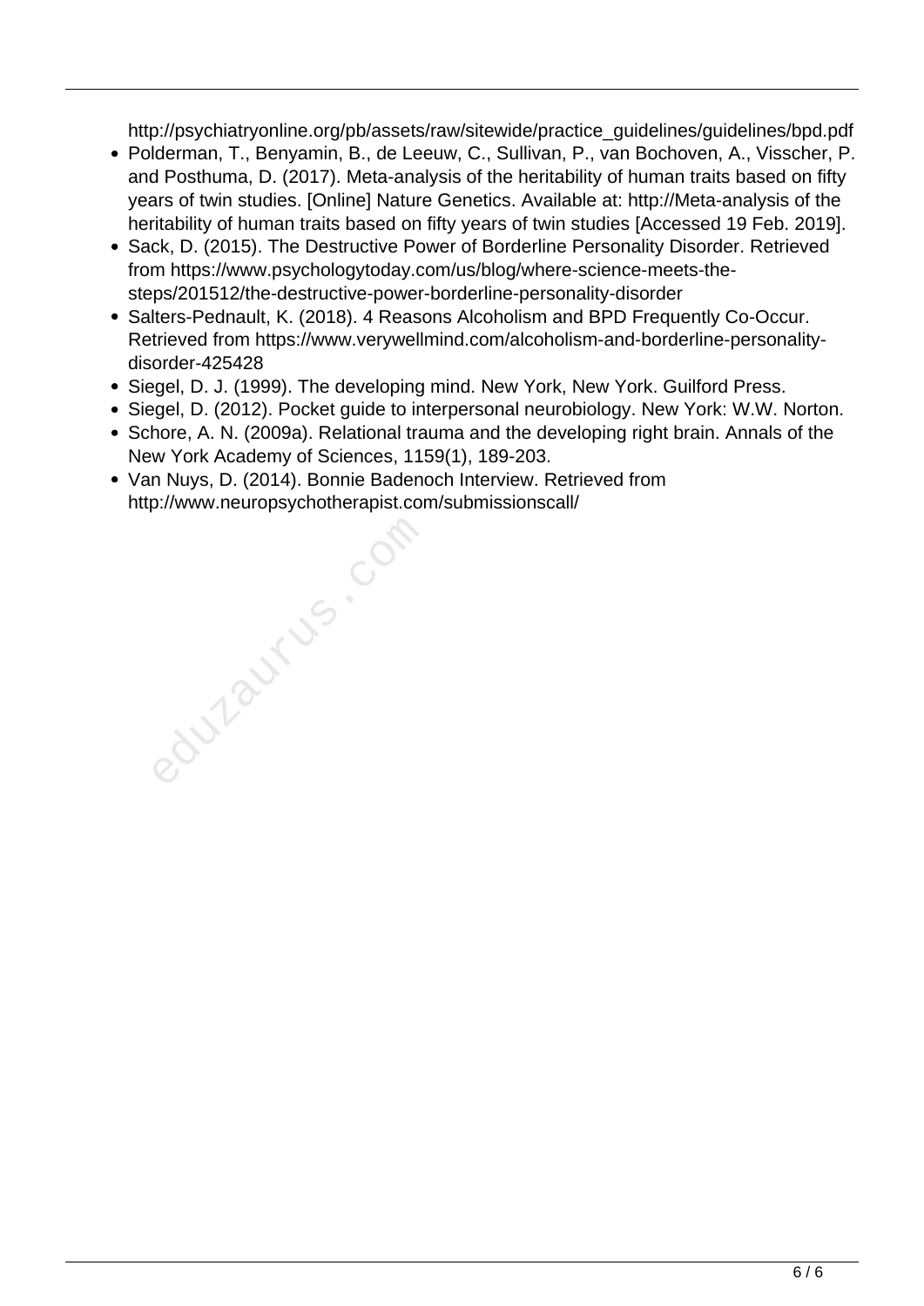http://psychiatryonline.org/pb/assets/raw/sitewide/practice_guidelines/guidelines/bpd.pdf

- Polderman, T., Benyamin, B., de Leeuw, C., Sullivan, P., van Bochoven, A., Visscher, P. and Posthuma, D. (2017). Meta-analysis of the heritability of human traits based on fifty years of twin studies. [Online] Nature Genetics. Available at: http://Meta-analysis of the heritability of human traits based on fifty years of twin studies [Accessed 19 Feb. 2019].
- Sack, D. (2015). The Destructive Power of Borderline Personality Disorder. Retrieved from https://www.psychologytoday.com/us/blog/where-science-meets-the-steps/201512/the-destructive-power-borderline-personality-disorder
- Salters-Pednault, K. (2018). 4 Reasons Alcoholism and BPD Frequently Co-Occur. Retrieved from https://www.verywellmind.com/alcoholism-and-borderline-personality-disorder-425428
- Siegel, D. J. (1999). The developing mind. New York, New York. Guilford Press.
- Siegel, D. (2012). Pocket guide to interpersonal neurobiology. New York: W.W. Norton.
- Schore, A. N. (2009a). Relational trauma and the developing right brain. Annals of the New York Academy of Sciences, 1159(1), 189-203.
- Van Nuys, D. (2014). Bonnie Badenoch Interview. Retrieved from http://www.neuropsychotherapist.com/submissionscall/